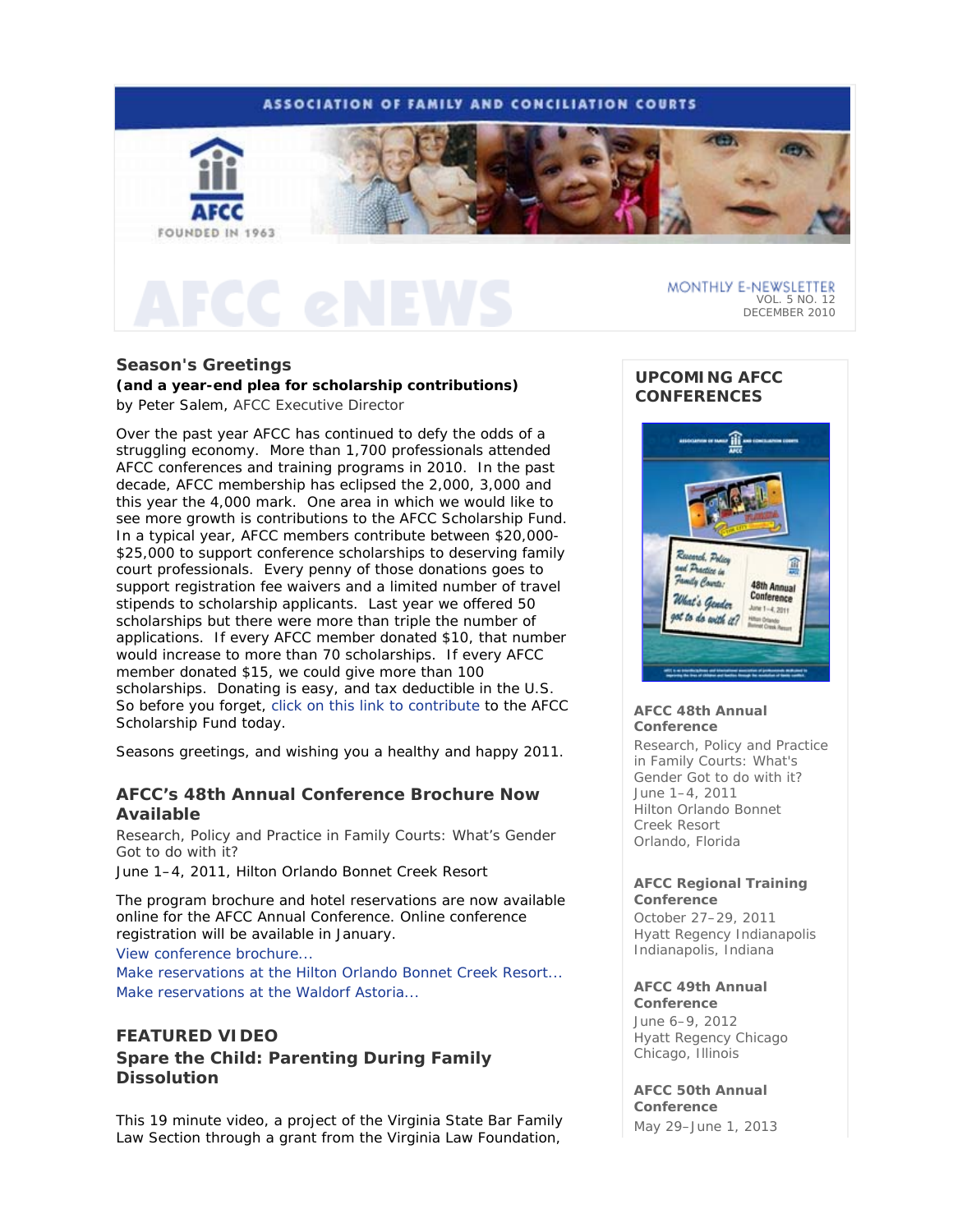ASSOCIATION OF FAMILY AND CONCILIATION COURTS

AFCC FOUNDED IN 1963

# AFCC eNEWS

MONTHLY E-NEWSLETTER
VOL. 5 NO. 12
DECEMBER 2010

## Season's Greetings

**(and a year-end plea for scholarship contributions)**

by Peter Salem, AFCC Executive Director

Over the past year AFCC has continued to defy the odds of a struggling economy. More than 1,700 professionals attended AFCC conferences and training programs in 2010. In the past decade, AFCC membership has eclipsed the 2,000, 3,000 and this year the 4,000 mark. One area in which we would like to see more growth is contributions to the AFCC Scholarship Fund. In a typical year, AFCC members contribute between \$20,000-\$25,000 to support conference scholarships to deserving family court professionals. Every penny of those donations goes to support registration fee waivers and a limited number of travel stipends to scholarship applicants. Last year we offered 50 scholarships but there were more than triple the number of applications. If every AFCC member donated \$10, that number would increase to more than 70 scholarships. If every AFCC member donated \$15, we could give more than 100 scholarships. Donating is easy, and tax deductible in the U.S. So before you forget, click on this link to contribute to the AFCC Scholarship Fund today.

Seasons greetings, and wishing you a healthy and happy 2011.

## AFCC's 48th Annual Conference Brochure Now Available

Research, Policy and Practice in Family Courts: What's Gender Got to do with it?

June 1–4, 2011, Hilton Orlando Bonnet Creek Resort

The program brochure and hotel reservations are now available online for the AFCC Annual Conference. Online conference registration will be available in January.

View conference brochure...
Make reservations at the Hilton Orlando Bonnet Creek Resort...
Make reservations at the Waldorf Astoria...

## FEATURED VIDEO

### Spare the Child: Parenting During Family Dissolution

This 19 minute video, a project of the Virginia State Bar Family Law Section through a grant from the Virginia Law Foundation,

## UPCOMING AFCC CONFERENCES

**AFCC 48th Annual Conference**
Research, Policy and Practice in Family Courts: What's Gender Got to do with it?
June 1–4, 2011
Hilton Orlando Bonnet Creek Resort
Orlando, Florida

**AFCC Regional Training Conference**
October 27–29, 2011
Hyatt Regency Indianapolis
Indianapolis, Indiana

**AFCC 49th Annual Conference**
June 6–9, 2012
Hyatt Regency Chicago
Chicago, Illinois

**AFCC 50th Annual Conference**
May 29–June 1, 2013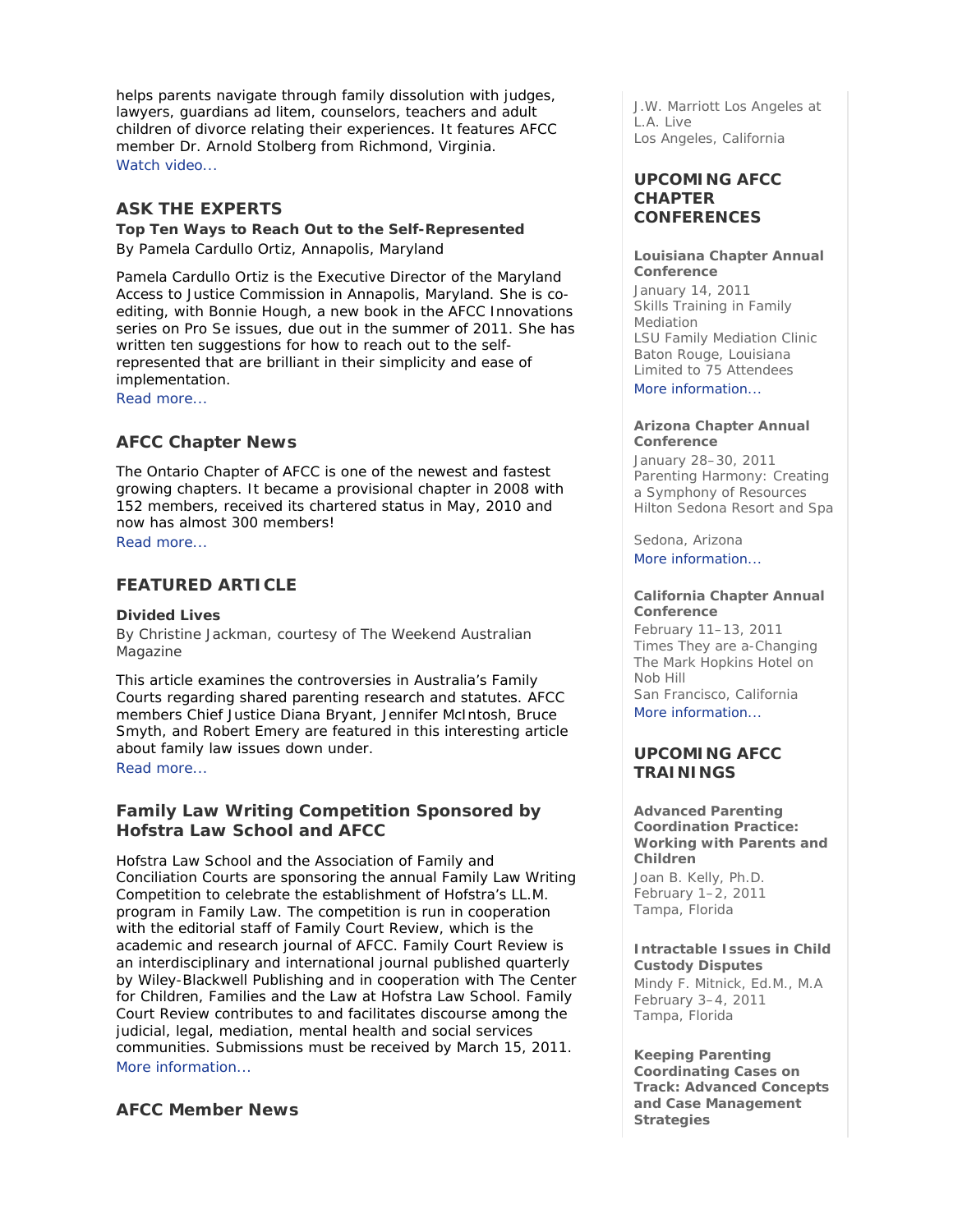helps parents navigate through family dissolution with judges, lawyers, guardians ad litem, counselors, teachers and adult children of divorce relating their experiences. It features AFCC member Dr. Arnold Stolberg from Richmond, Virginia.
Watch video...

## ASK THE EXPERTS

**Top Ten Ways to Reach Out to the Self-Represented**
By Pamela Cardullo Ortiz, Annapolis, Maryland

Pamela Cardullo Ortiz is the Executive Director of the Maryland Access to Justice Commission in Annapolis, Maryland. She is co-editing, with Bonnie Hough, a new book in the AFCC Innovations series on Pro Se issues, due out in the summer of 2011. She has written ten suggestions for how to reach out to the self-represented that are brilliant in their simplicity and ease of implementation.
Read more...

## AFCC Chapter News

The Ontario Chapter of AFCC is one of the newest and fastest growing chapters. It became a provisional chapter in 2008 with 152 members, received its chartered status in May, 2010 and now has almost 300 members!
Read more...

## FEATURED ARTICLE

**Divided Lives**
By Christine Jackman, courtesy of The Weekend Australian Magazine

This article examines the controversies in Australia's Family Courts regarding shared parenting research and statutes. AFCC members Chief Justice Diana Bryant, Jennifer McIntosh, Bruce Smyth, and Robert Emery are featured in this interesting article about family law issues down under.
Read more...

## Family Law Writing Competition Sponsored by Hofstra Law School and AFCC

Hofstra Law School and the Association of Family and Conciliation Courts are sponsoring the annual Family Law Writing Competition to celebrate the establishment of Hofstra's LL.M. program in Family Law. The competition is run in cooperation with the editorial staff of Family Court Review, which is the academic and research journal of AFCC. Family Court Review is an interdisciplinary and international journal published quarterly by Wiley-Blackwell Publishing and in cooperation with The Center for Children, Families and the Law at Hofstra Law School. Family Court Review contributes to and facilitates discourse among the judicial, legal, mediation, mental health and social services communities. Submissions must be received by March 15, 2011.
More information...

## AFCC Member News

J.W. Marriott Los Angeles at L.A. Live
Los Angeles, California

## UPCOMING AFCC CHAPTER CONFERENCES

**Louisiana Chapter Annual Conference**
January 14, 2011
Skills Training in Family Mediation
LSU Family Mediation Clinic
Baton Rouge, Louisiana
Limited to 75 Attendees
More information...

**Arizona Chapter Annual Conference**
January 28–30, 2011
Parenting Harmony: Creating a Symphony of Resources
Hilton Sedona Resort and Spa

Sedona, Arizona
More information...

**California Chapter Annual Conference**
February 11–13, 2011
Times They are a-Changing
The Mark Hopkins Hotel on Nob Hill
San Francisco, California
More information...

## UPCOMING AFCC TRAININGS

**Advanced Parenting Coordination Practice: Working with Parents and Children**
Joan B. Kelly, Ph.D.
February 1–2, 2011
Tampa, Florida

**Intractable Issues in Child Custody Disputes**
Mindy F. Mitnick, Ed.M., M.A
February 3–4, 2011
Tampa, Florida

**Keeping Parenting Coordinating Cases on Track: Advanced Concepts and Case Management Strategies**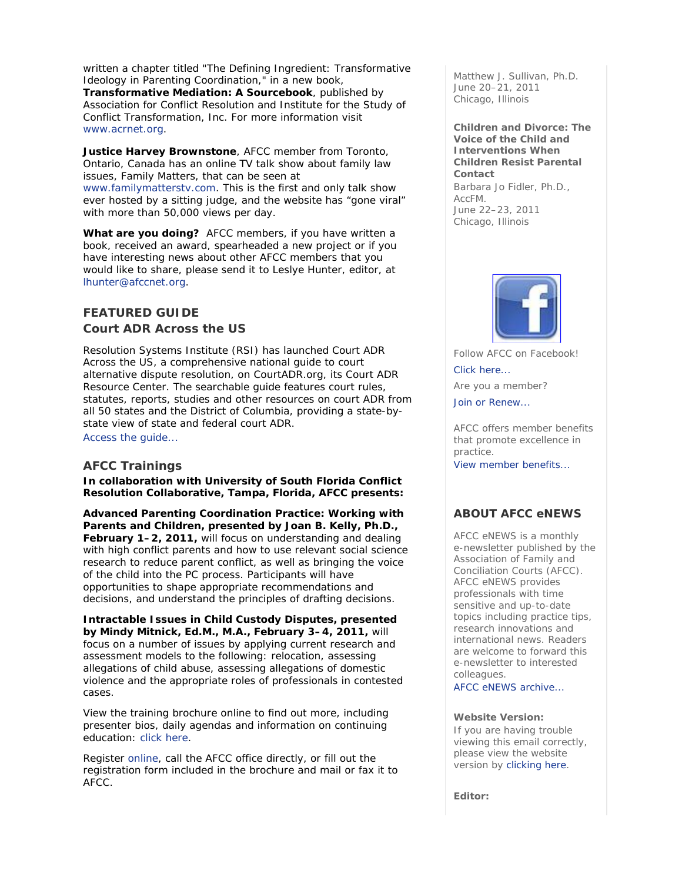written a chapter titled "The Defining Ingredient: Transformative Ideology in Parenting Coordination," in a new book, **Transformative Mediation: A Sourcebook**, published by Association for Conflict Resolution and Institute for the Study of Conflict Transformation, Inc. For more information visit www.acrnet.org.

**Justice Harvey Brownstone**, AFCC member from Toronto, Ontario, Canada has an online TV talk show about family law issues, Family Matters, that can be seen at www.familymatterstv.com. This is the first and only talk show ever hosted by a sitting judge, and the website has "gone viral" with more than 50,000 views per day.

**What are you doing?** AFCC members, if you have written a book, received an award, spearheaded a new project or if you have interesting news about other AFCC members that you would like to share, please send it to Leslye Hunter, editor, at lhunter@afccnet.org.

## FEATURED GUIDE
### Court ADR Across the US

Resolution Systems Institute (RSI) has launched Court ADR Across the US, a comprehensive national guide to court alternative dispute resolution, on CourtADR.org, its Court ADR Resource Center. The searchable guide features court rules, statutes, reports, studies and other resources on court ADR from all 50 states and the District of Columbia, providing a state-by-state view of state and federal court ADR.
Access the guide...

## AFCC Trainings

**In collaboration with University of South Florida Conflict Resolution Collaborative, Tampa, Florida, AFCC presents:**

**Advanced Parenting Coordination Practice: Working with Parents and Children, presented by Joan B. Kelly, Ph.D., February 1–2, 2011,** will focus on understanding and dealing with high conflict parents and how to use relevant social science research to reduce parent conflict, as well as bringing the voice of the child into the PC process. Participants will have opportunities to shape appropriate recommendations and decisions, and understand the principles of drafting decisions.

**Intractable Issues in Child Custody Disputes, presented by Mindy Mitnick, Ed.M., M.A., February 3–4, 2011,** will focus on a number of issues by applying current research and assessment models to the following: relocation, assessing allegations of child abuse, assessing allegations of domestic violence and the appropriate roles of professionals in contested cases.

View the training brochure online to find out more, including presenter bios, daily agendas and information on continuing education: click here.

Register online, call the AFCC office directly, or fill out the registration form included in the brochure and mail or fax it to AFCC.

Matthew J. Sullivan, Ph.D.
June 20–21, 2011
Chicago, Illinois

**Children and Divorce: The Voice of the Child and Interventions When Children Resist Parental Contact**
Barbara Jo Fidler, Ph.D., AccFM.
June 22–23, 2011
Chicago, Illinois

Follow AFCC on Facebook!
Click here...

Are you a member?
Join or Renew...

AFCC offers member benefits that promote excellence in practice.
View member benefits...

## ABOUT AFCC eNEWS

AFCC eNEWS is a monthly e-newsletter published by the Association of Family and Conciliation Courts (AFCC). AFCC eNEWS provides professionals with time sensitive and up-to-date topics including practice tips, research innovations and international news. Readers are welcome to forward this e-newsletter to interested colleagues.
AFCC eNEWS archive...

**Website Version:**
If you are having trouble viewing this email correctly, please view the website version by clicking here.

**Editor:**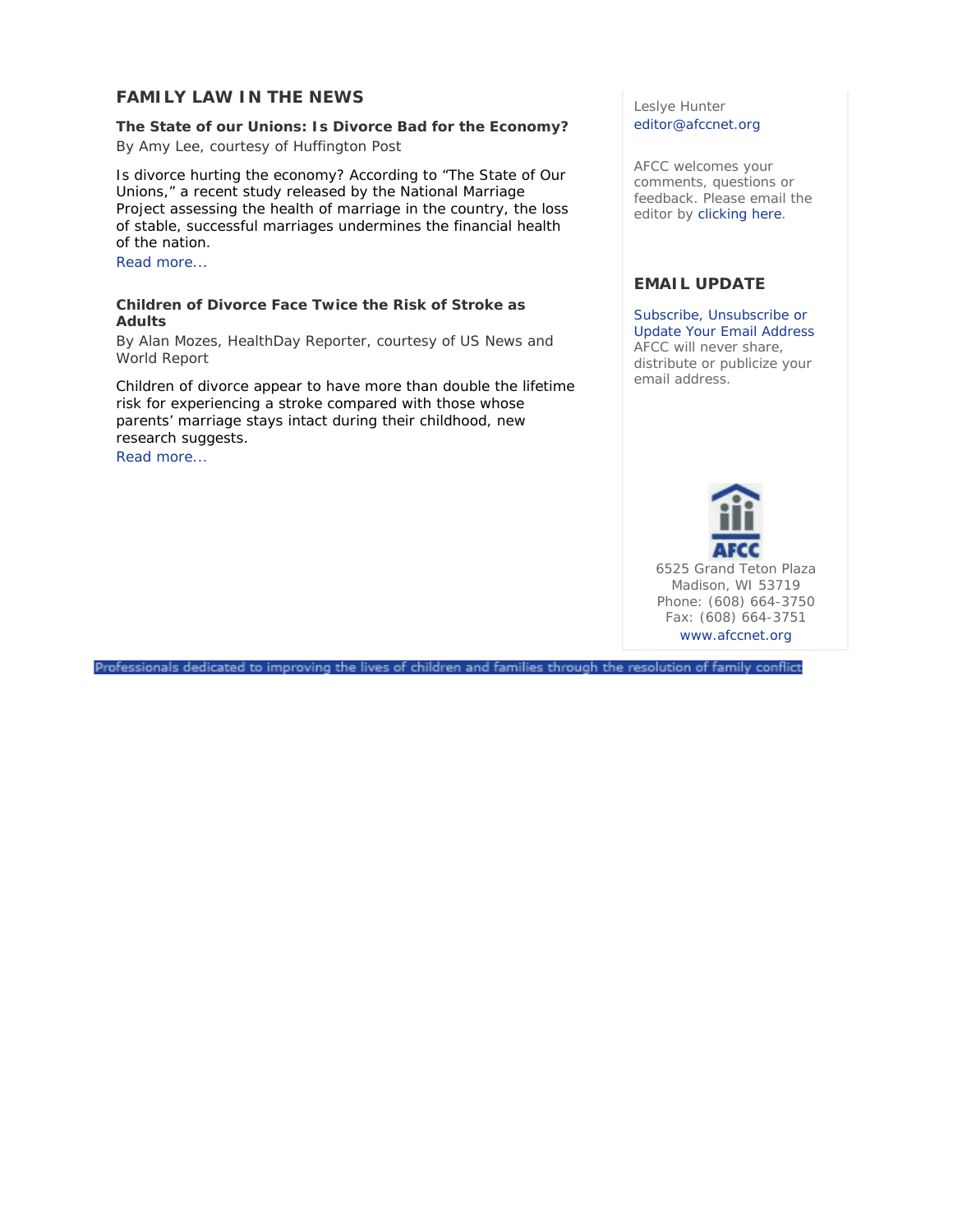## FAMILY LAW IN THE NEWS

**The State of our Unions: Is Divorce Bad for the Economy?**
By Amy Lee, courtesy of Huffington Post

Is divorce hurting the economy? According to "The State of Our Unions," a recent study released by the National Marriage Project assessing the health of marriage in the country, the loss of stable, successful marriages undermines the financial health of the nation.
Read more...

**Children of Divorce Face Twice the Risk of Stroke as Adults**
By Alan Mozes, HealthDay Reporter, courtesy of US News and World Report

Children of divorce appear to have more than double the lifetime risk for experiencing a stroke compared with those whose parents' marriage stays intact during their childhood, new research suggests.
Read more...

Leslye Hunter
editor@afccnet.org

AFCC welcomes your comments, questions or feedback. Please email the editor by clicking here.

## EMAIL UPDATE

Subscribe, Unsubscribe or Update Your Email Address
AFCC will never share, distribute or publicize your email address.

AFCC

6525 Grand Teton Plaza
Madison, WI 53719
Phone: (608) 664-3750
Fax: (608) 664-3751
www.afccnet.org

Professionals dedicated to improving the lives of children and families through the resolution of family conflict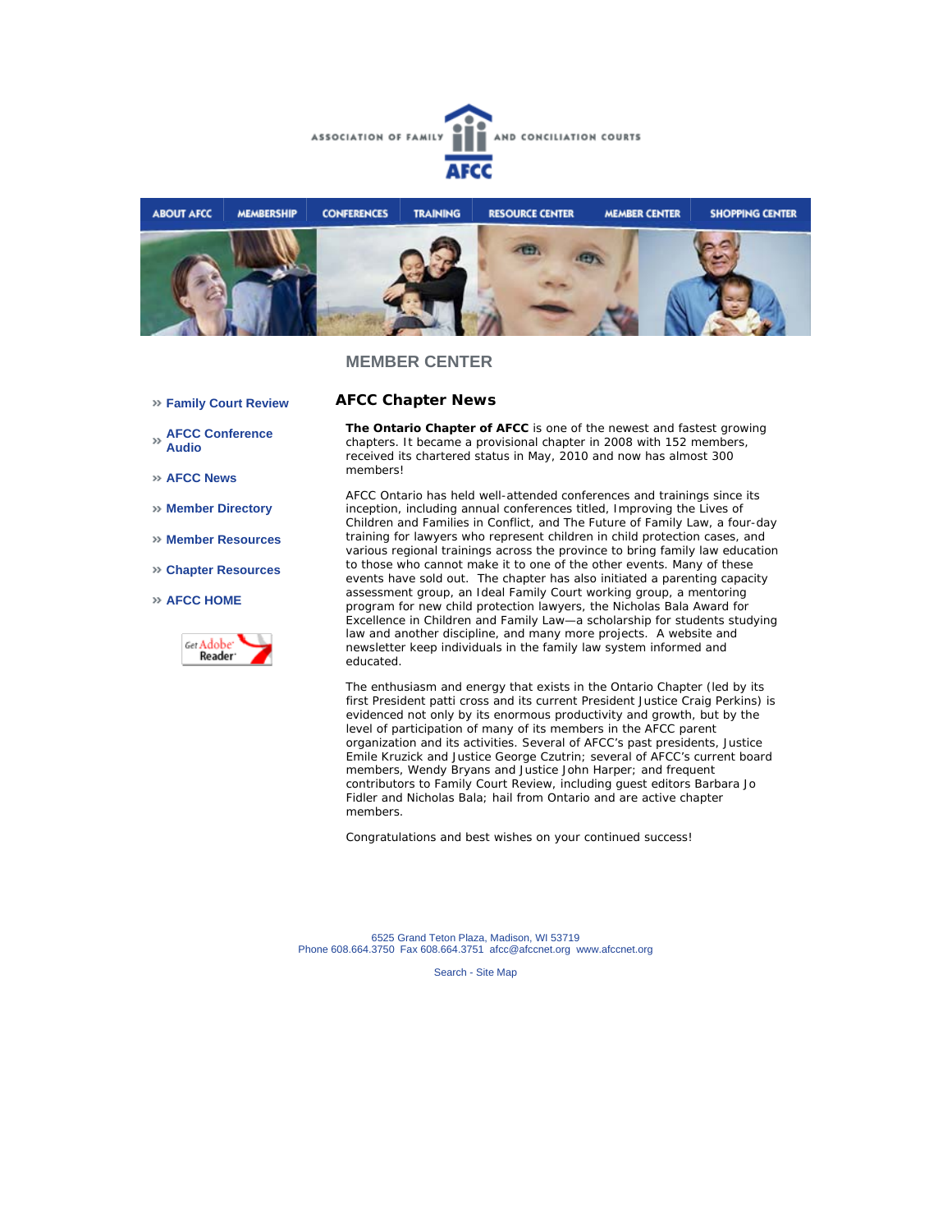ASSOCIATION OF FAMILY AND CONCILIATION COURTS

AFCC

ABOUT AFCC | MEMBERSHIP | CONFERENCES | TRAINING | RESOURCE CENTER | MEMBER CENTER | SHOPPING CENTER

## MEMBER CENTER

- » Family Court Review
- » AFCC Conference Audio
- » AFCC News
- » Member Directory
- » Member Resources
- » Chapter Resources
- » AFCC HOME

Get Adobe Reader

### AFCC Chapter News

**The Ontario Chapter of AFCC** is one of the newest and fastest growing chapters. It became a provisional chapter in 2008 with 152 members, received its chartered status in May, 2010 and now has almost 300 members!

AFCC Ontario has held well-attended conferences and trainings since its inception, including annual conferences titled, Improving the Lives of Children and Families in Conflict, and The Future of Family Law, a four-day training for lawyers who represent children in child protection cases, and various regional trainings across the province to bring family law education to those who cannot make it to one of the other events. Many of these events have sold out. The chapter has also initiated a parenting capacity assessment group, an Ideal Family Court working group, a mentoring program for new child protection lawyers, the Nicholas Bala Award for Excellence in Children and Family Law—a scholarship for students studying law and another discipline, and many more projects. A website and newsletter keep individuals in the family law system informed and educated.

The enthusiasm and energy that exists in the Ontario Chapter (led by its first President patti cross and its current President Justice Craig Perkins) is evidenced not only by its enormous productivity and growth, but by the level of participation of many of its members in the AFCC parent organization and its activities. Several of AFCC's past presidents, Justice Emile Kruzick and Justice George Czutrin; several of AFCC's current board members, Wendy Bryans and Justice John Harper; and frequent contributors to Family Court Review, including guest editors Barbara Jo Fidler and Nicholas Bala; hail from Ontario and are active chapter members.

Congratulations and best wishes on your continued success!

6525 Grand Teton Plaza, Madison, WI 53719
Phone 608.664.3750 Fax 608.664.3751 afcc@afccnet.org www.afccnet.org

Search - Site Map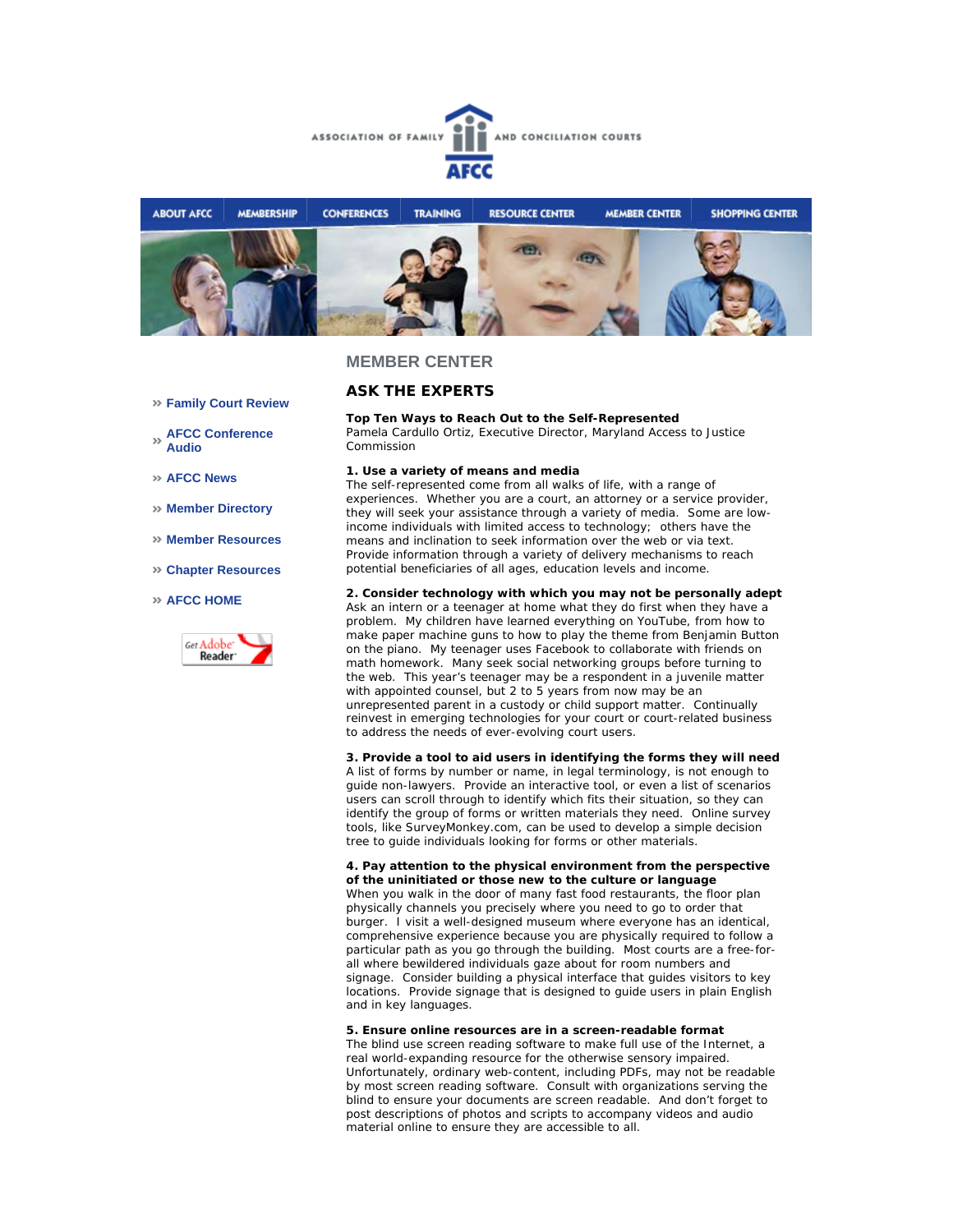ASSOCIATION OF FAMILY AND CONCILIATION COURTS

AFCC

ABOUT AFCC | MEMBERSHIP | CONFERENCES | TRAINING | RESOURCE CENTER | MEMBER CENTER | SHOPPING CENTER

» Family Court Review

» AFCC Conference Audio

» AFCC News

» Member Directory

» Member Resources

» Chapter Resources

» AFCC HOME

## MEMBER CENTER

## ASK THE EXPERTS

**Top Ten Ways to Reach Out to the Self-Represented**
Pamela Cardullo Ortiz, Executive Director, Maryland Access to Justice Commission

**1. Use a variety of means and media**
The self-represented come from all walks of life, with a range of experiences. Whether you are a court, an attorney or a service provider, they will seek your assistance through a variety of media. Some are low-income individuals with limited access to technology; others have the means and inclination to seek information over the web or via text. Provide information through a variety of delivery mechanisms to reach potential beneficiaries of all ages, education levels and income.

**2. Consider technology with which you may not be personally adept**
Ask an intern or a teenager at home what they do first when they have a problem. My children have learned everything on YouTube, from how to make paper machine guns to how to play the theme from Benjamin Button on the piano. My teenager uses Facebook to collaborate with friends on math homework. Many seek social networking groups before turning to the web. This year's teenager may be a respondent in a juvenile matter with appointed counsel, but 2 to 5 years from now may be an unrepresented parent in a custody or child support matter. Continually reinvest in emerging technologies for your court or court-related business to address the needs of ever-evolving court users.

**3. Provide a tool to aid users in identifying the forms they will need**
A list of forms by number or name, in legal terminology, is not enough to guide non-lawyers. Provide an interactive tool, or even a list of scenarios users can scroll through to identify which fits their situation, so they can identify the group of forms or written materials they need. Online survey tools, like SurveyMonkey.com, can be used to develop a simple decision tree to guide individuals looking for forms or other materials.

**4. Pay attention to the physical environment from the perspective of the uninitiated or those new to the culture or language**
When you walk in the door of many fast food restaurants, the floor plan physically channels you precisely where you need to go to order that burger. I visit a well-designed museum where everyone has an identical, comprehensive experience because you are physically required to follow a particular path as you go through the building. Most courts are a free-for-all where bewildered individuals gaze about for room numbers and signage. Consider building a physical interface that guides visitors to key locations. Provide signage that is designed to guide users in plain English and in key languages.

**5. Ensure online resources are in a screen-readable format**
The blind use screen reading software to make full use of the Internet, a real world-expanding resource for the otherwise sensory impaired. Unfortunately, ordinary web-content, including PDFs, may not be readable by most screen reading software. Consult with organizations serving the blind to ensure your documents are screen readable. And don't forget to post descriptions of photos and scripts to accompany videos and audio material online to ensure they are accessible to all.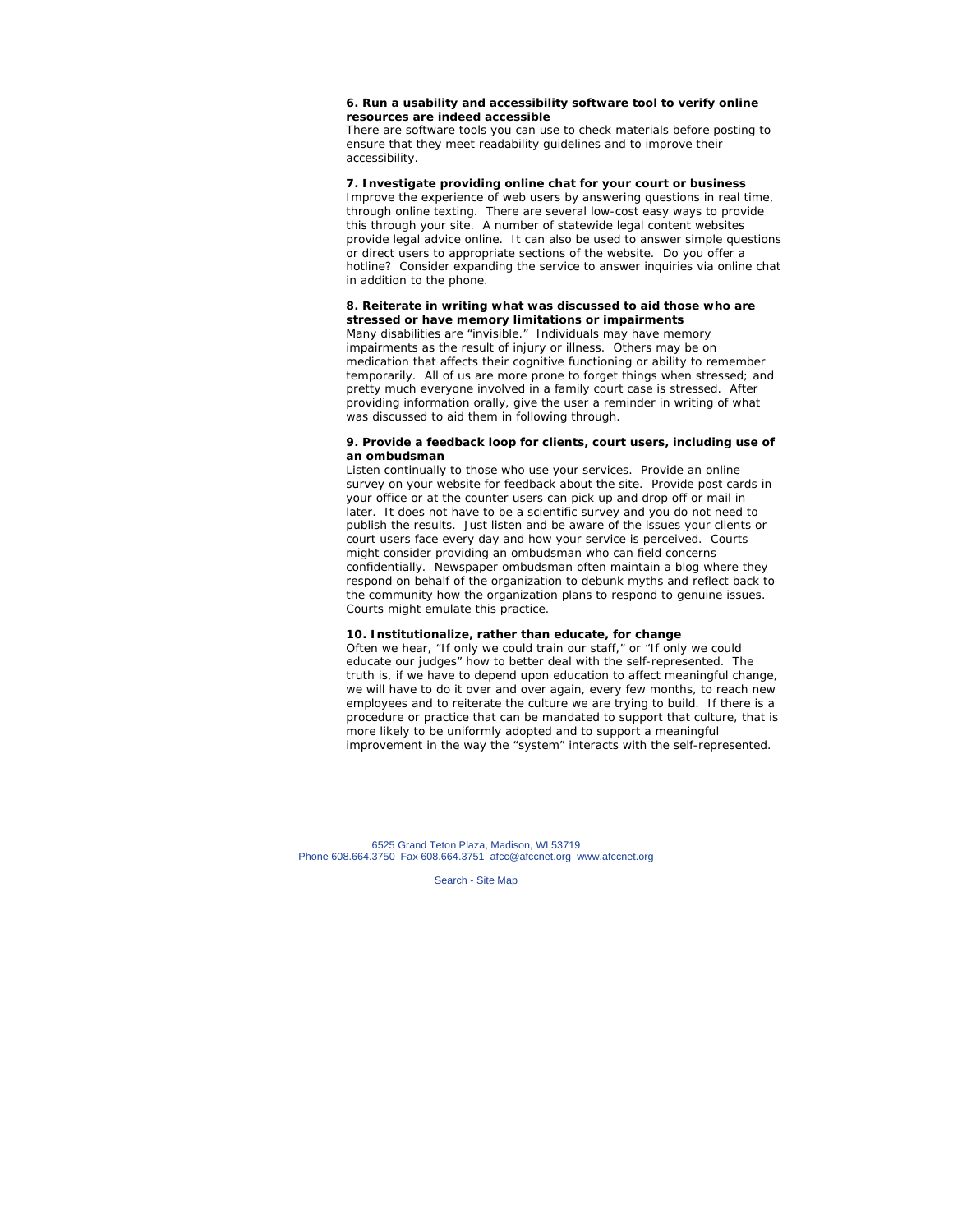**6. Run a usability and accessibility software tool to verify online resources are indeed accessible**

There are software tools you can use to check materials before posting to ensure that they meet readability guidelines and to improve their accessibility.

**7. Investigate providing online chat for your court or business**

Improve the experience of web users by answering questions in real time, through online texting. There are several low-cost easy ways to provide this through your site. A number of statewide legal content websites provide legal advice online. It can also be used to answer simple questions or direct users to appropriate sections of the website. Do you offer a hotline? Consider expanding the service to answer inquiries via online chat in addition to the phone.

**8. Reiterate in writing what was discussed to aid those who are stressed or have memory limitations or impairments**

Many disabilities are "invisible." Individuals may have memory impairments as the result of injury or illness. Others may be on medication that affects their cognitive functioning or ability to remember temporarily. All of us are more prone to forget things when stressed; and pretty much everyone involved in a family court case is stressed. After providing information orally, give the user a reminder in writing of what was discussed to aid them in following through.

**9. Provide a feedback loop for clients, court users, including use of an ombudsman**

Listen continually to those who use your services. Provide an online survey on your website for feedback about the site. Provide post cards in your office or at the counter users can pick up and drop off or mail in later. It does not have to be a scientific survey and you do not need to publish the results. Just listen and be aware of the issues your clients or court users face every day and how your service is perceived. Courts might consider providing an ombudsman who can field concerns confidentially. Newspaper ombudsman often maintain a blog where they respond on behalf of the organization to debunk myths and reflect back to the community how the organization plans to respond to genuine issues. Courts might emulate this practice.

**10. Institutionalize, rather than educate, for change**

Often we hear, "If only we could train our staff," or "If only we could educate our judges" how to better deal with the self-represented. The truth is, if we have to depend upon education to affect meaningful change, we will have to do it over and over again, every few months, to reach new employees and to reiterate the culture we are trying to build. If there is a procedure or practice that can be mandated to support that culture, that is more likely to be uniformly adopted and to support a meaningful improvement in the way the "system" interacts with the self-represented.

6525 Grand Teton Plaza, Madison, WI 53719
Phone 608.664.3750 Fax 608.664.3751 afcc@afccnet.org www.afccnet.org

Search - Site Map